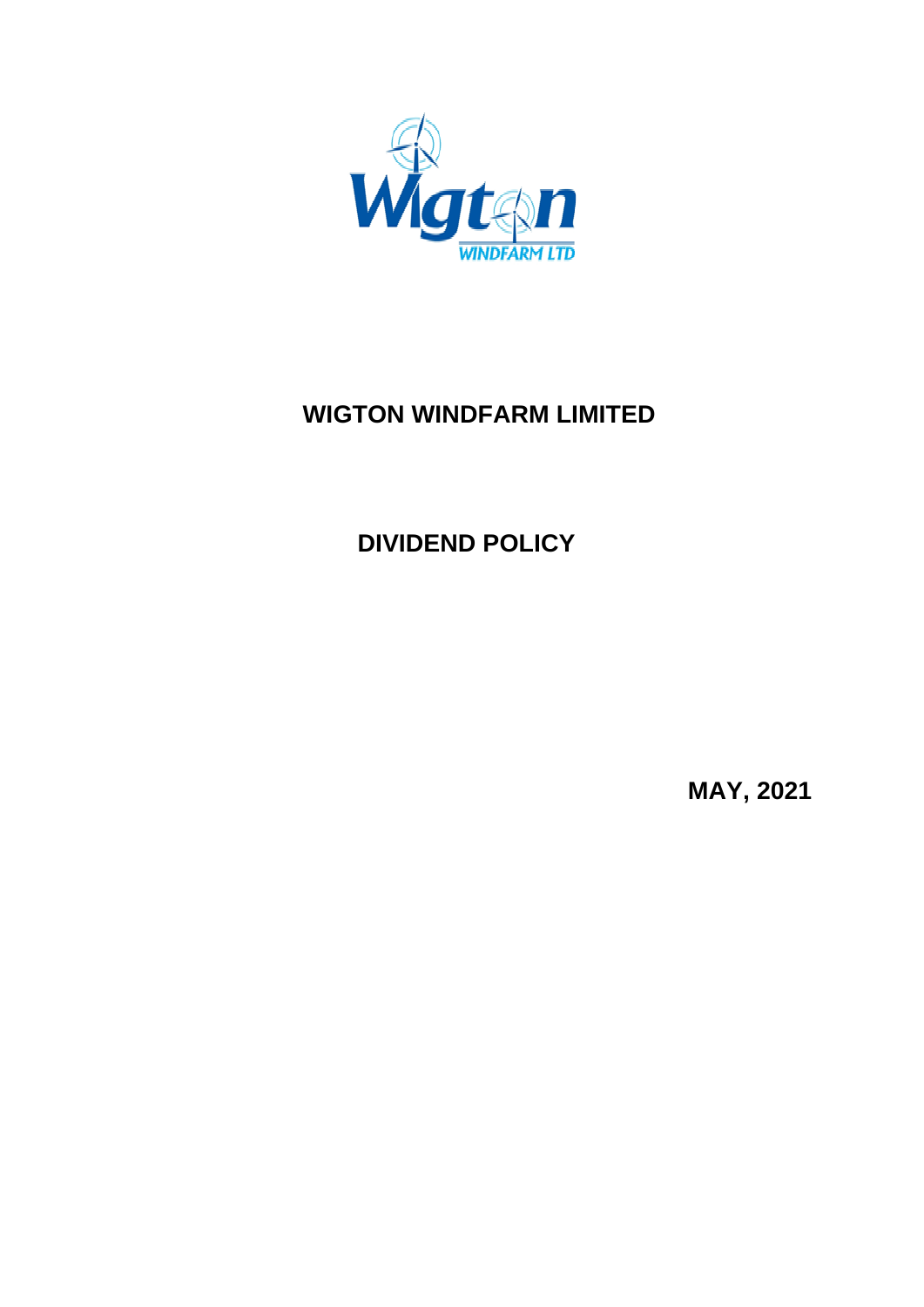# WIGTON WINDFARM LIMITED

## DIVIDEND POLICY

**MAY, 2021**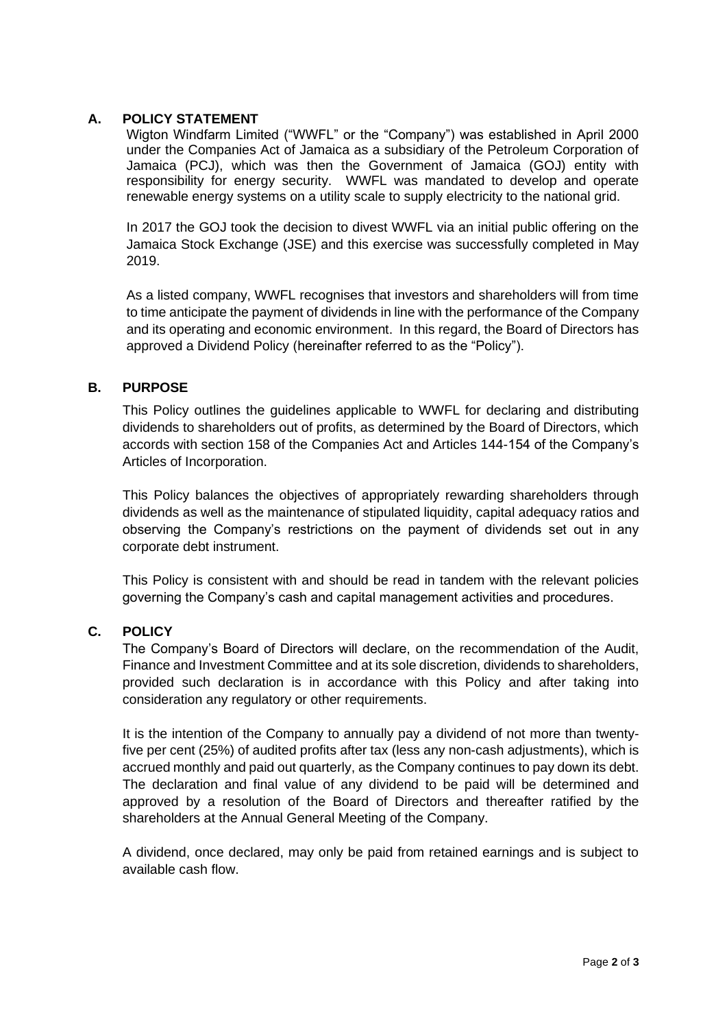## A. POLICY STATEMENT

Wigton Windfarm Limited ("WWFL" or the "Company") was established in April 2000 under the Companies Act of Jamaica as a subsidiary of the Petroleum Corporation of Jamaica (PCJ), which was then the Government of Jamaica (GOJ) entity with responsibility for energy security. WWFL was mandated to develop and operate renewable energy systems on a utility scale to supply electricity to the national grid.

In 2017 the GOJ took the decision to divest WWFL via an initial public offering on the Jamaica Stock Exchange (JSE) and this exercise was successfully completed in May 2019.

As a listed company, WWFL recognises that investors and shareholders will from time to time anticipate the payment of dividends in line with the performance of the Company and its operating and economic environment. In this regard, the Board of Directors has approved a Dividend Policy (hereinafter referred to as the "Policy").

## B. PURPOSE

This Policy outlines the guidelines applicable to WWFL for declaring and distributing dividends to shareholders out of profits, as determined by the Board of Directors, which accords with section 158 of the Companies Act and Articles 144-154 of the Company's Articles of Incorporation.

This Policy balances the objectives of appropriately rewarding shareholders through dividends as well as the maintenance of stipulated liquidity, capital adequacy ratios and observing the Company's restrictions on the payment of dividends set out in any corporate debt instrument.

This Policy is consistent with and should be read in tandem with the relevant policies governing the Company's cash and capital management activities and procedures.

## C. POLICY

The Company's Board of Directors will declare, on the recommendation of the Audit, Finance and Investment Committee and at its sole discretion, dividends to shareholders, provided such declaration is in accordance with this Policy and after taking into consideration any regulatory or other requirements.

It is the intention of the Company to annually pay a dividend of not more than twenty-five per cent (25%) of audited profits after tax (less any non-cash adjustments), which is accrued monthly and paid out quarterly, as the Company continues to pay down its debt. The declaration and final value of any dividend to be paid will be determined and approved by a resolution of the Board of Directors and thereafter ratified by the shareholders at the Annual General Meeting of the Company.

A dividend, once declared, may only be paid from retained earnings and is subject to available cash flow.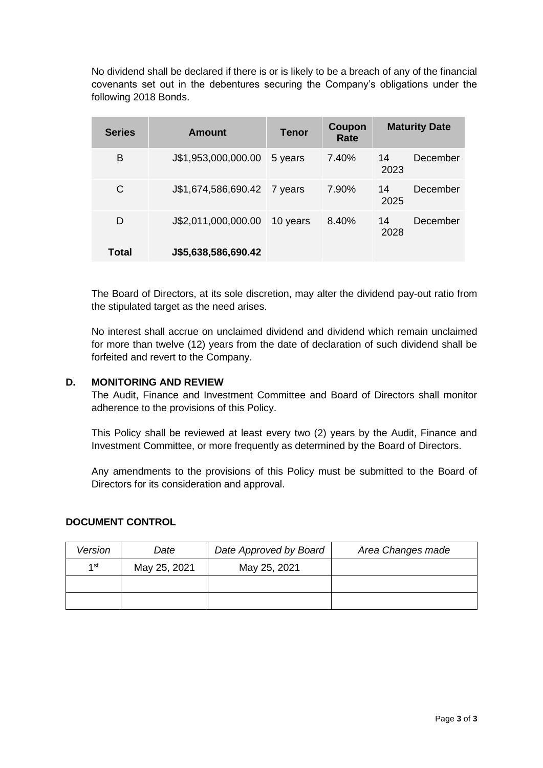No dividend shall be declared if there is or is likely to be a breach of any of the financial covenants set out in the debentures securing the Company's obligations under the following 2018 Bonds.

| Series | Amount | Tenor | Coupon Rate | Maturity Date |
|---|---|---|---|---|
| B | J$1,953,000,000.00 | 5 years | 7.40% | 14 December 2023 |
| C | J$1,674,586,690.42 | 7 years | 7.90% | 14 December 2025 |
| D | J$2,011,000,000.00 | 10 years | 8.40% | 14 December 2028 |
| **Total** | **J$5,638,586,690.42** | | | |

The Board of Directors, at its sole discretion, may alter the dividend pay-out ratio from the stipulated target as the need arises.

No interest shall accrue on unclaimed dividend and dividend which remain unclaimed for more than twelve (12) years from the date of declaration of such dividend shall be forfeited and revert to the Company.

### D. MONITORING AND REVIEW

The Audit, Finance and Investment Committee and Board of Directors shall monitor adherence to the provisions of this Policy.

This Policy shall be reviewed at least every two (2) years by the Audit, Finance and Investment Committee, or more frequently as determined by the Board of Directors.

Any amendments to the provisions of this Policy must be submitted to the Board of Directors for its consideration and approval.

## DOCUMENT CONTROL

| *Version* | *Date* | *Date Approved by Board* | *Area Changes made* |
|---|---|---|---|
| 1st | May 25, 2021 | May 25, 2021 | |
| | | | |
| | | | |